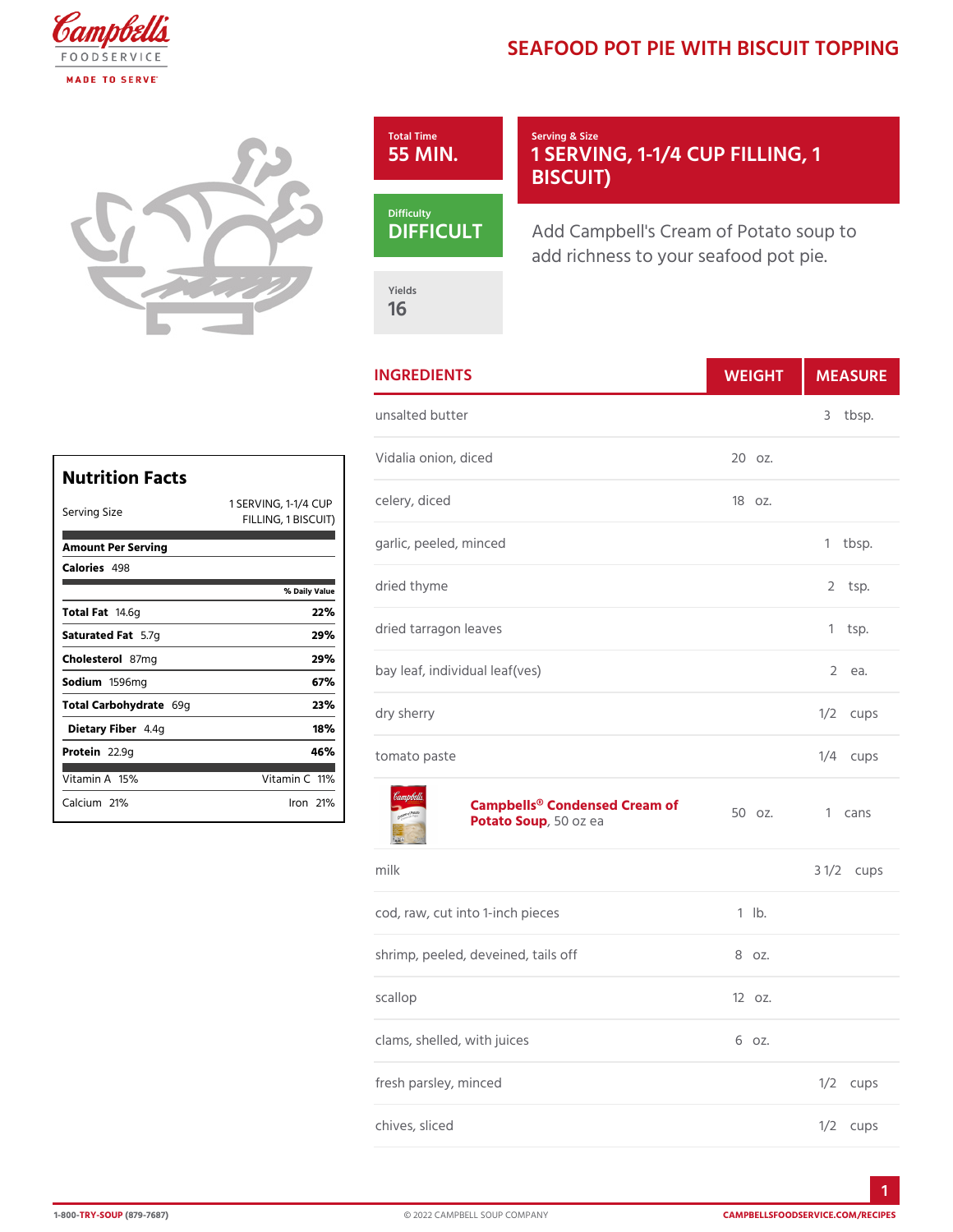# SEAFOOD POT PIE WITH BISCUIT TOPPING

**Total Time**
55 MIN.

**Serving & Size**
1 SERVING, 1-1/4 CUP FILLING, 1 BISCUIT)

**Difficulty**
DIFFICULT

**Yields**
16

Add Campbell's Cream of Potato soup to add richness to your seafood pot pie.

## INGREDIENTS

| Ingredient | Weight | Measure |
|---|---|---|
| unsalted butter | | 3 tbsp. |
| Vidalia onion, diced | 20 oz. | |
| celery, diced | 18 oz. | |
| garlic, peeled, minced | | 1 tbsp. |
| dried thyme | | 2 tsp. |
| dried tarragon leaves | | 1 tsp. |
| bay leaf, individual leaf(ves) | | 2 ea. |
| dry sherry | | 1/2 cups |
| tomato paste | | 1/4 cups |
| **Campbells® Condensed Cream of Potato Soup**, 50 oz ea | 50 oz. | 1 cans |
| milk | | 3 1/2 cups |
| cod, raw, cut into 1-inch pieces | 1 lb. | |
| shrimp, peeled, deveined, tails off | 8 oz. | |
| scallop | 12 oz. | |
| clams, shelled, with juices | 6 oz. | |
| fresh parsley, minced | | 1/2 cups |
| chives, sliced | | 1/2 cups |

## Nutrition Facts

Serving Size: 1 SERVING, 1-1/4 CUP FILLING, 1 BISCUIT)

**Amount Per Serving**

**Calories** 498

| | % Daily Value |
|---|---|
| **Total Fat** 14.6g | 22% |
| **Saturated Fat** 5.7g | 29% |
| **Cholesterol** 87mg | 29% |
| **Sodium** 1596mg | 67% |
| **Total Carbohydrate** 69g | 23% |
| **Dietary Fiber** 4.4g | 18% |
| **Protein** 22.9g | 46% |

| | |
|---|---|
| Vitamin A 15% | Vitamin C 11% |
| Calcium 21% | Iron 21% |

1-800-TRY-SOUP (879-7687) © 2022 CAMPBELL SOUP COMPANY CAMPBELLSFOODSERVICE.COM/RECIPES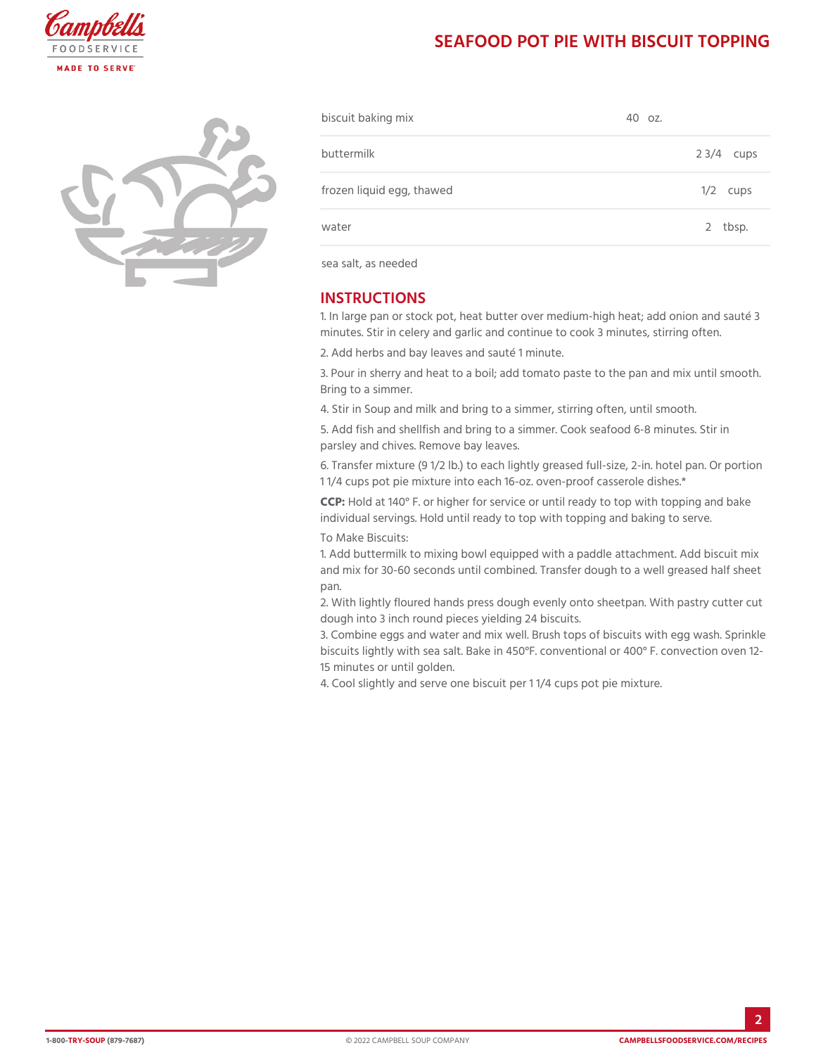| | |
|---|---|
| biscuit baking mix | 40 oz. |
| buttermilk | 2 3/4 cups |
| frozen liquid egg, thawed | 1/2 cups |
| water | 2 tbsp. |

sea salt, as needed

## INSTRUCTIONS

1. In large pan or stock pot, heat butter over medium-high heat; add onion and sauté 3 minutes. Stir in celery and garlic and continue to cook 3 minutes, stirring often.

2. Add herbs and bay leaves and sauté 1 minute.

3. Pour in sherry and heat to a boil; add tomato paste to the pan and mix until smooth. Bring to a simmer.

4. Stir in Soup and milk and bring to a simmer, stirring often, until smooth.

5. Add fish and shellfish and bring to a simmer. Cook seafood 6-8 minutes. Stir in parsley and chives. Remove bay leaves.

6. Transfer mixture (9 1/2 lb.) to each lightly greased full-size, 2-in. hotel pan. Or portion 1 1/4 cups pot pie mixture into each 16-oz. oven-proof casserole dishes.*

**CCP:** Hold at 140° F. or higher for service or until ready to top with topping and bake individual servings. Hold until ready to top with topping and baking to serve.

To Make Biscuits:

1. Add buttermilk to mixing bowl equipped with a paddle attachment. Add biscuit mix and mix for 30-60 seconds until combined. Transfer dough to a well greased half sheet pan.
2. With lightly floured hands press dough evenly onto sheetpan. With pastry cutter cut dough into 3 inch round pieces yielding 24 biscuits.
3. Combine eggs and water and mix well. Brush tops of biscuits with egg wash. Sprinkle biscuits lightly with sea salt. Bake in 450°F. conventional or 400° F. convection oven 12-15 minutes or until golden.
4. Cool slightly and serve one biscuit per 1 1/4 cups pot pie mixture.